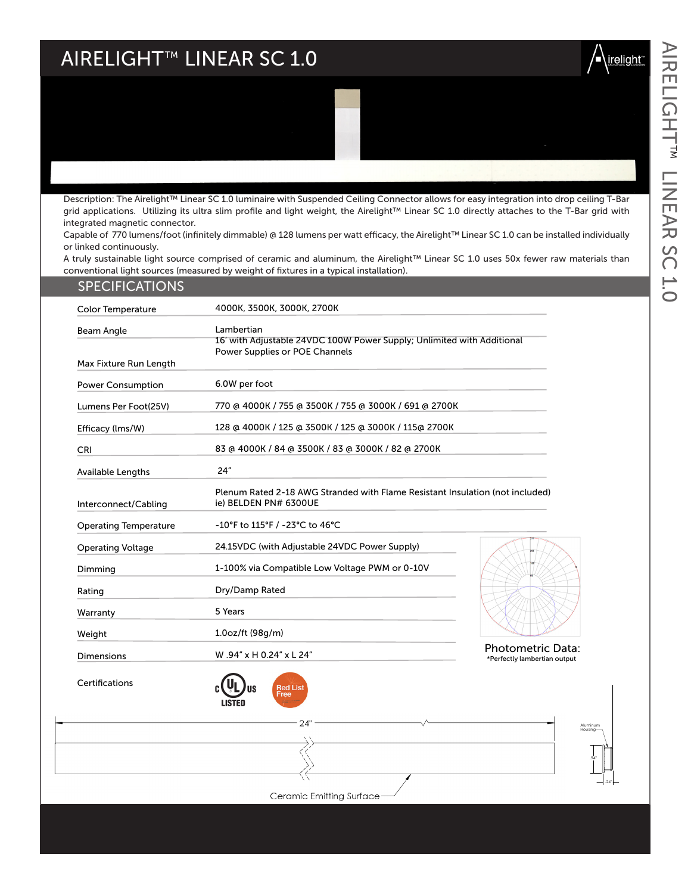# AIRELIGHT™ LINEAR SC 1.0

Description: The Airelight™ Linear SC 1.0 luminaire with Suspended Ceiling Connector allows for easy integration into drop ceiling T-Bar grid applications. Utilizing its ultra slim profile and light weight, the Airelight™ Linear SC 1.0 directly attaches to the T-Bar grid with integrated magnetic connector.

Capable of 770 lumens/foot (infinitely dimmable) @ 128 lumens per watt efficacy, the Airelight™ Linear SC 1.0 can be installed individually or linked continuously.

A truly sustainable light source comprised of ceramic and aluminum, the Airelight™ Linear SC 1.0 uses 50x fewer raw materials than conventional light sources (measured by weight of fixtures in a typical installation).

## SPECIFICATIONS

| | |
|---|---|
| Color Temperature | 4000K, 3500K, 3000K, 2700K |
| Beam Angle | Lambertian |
| Max Fixture Run Length | 16' with Adjustable 24VDC 100W Power Supply; Unlimited with Additional Power Supplies or POE Channels |
| Power Consumption | 6.0W per foot |
| Lumens Per Foot(25V) | 770 @ 4000K / 755 @ 3500K / 755 @ 3000K / 691 @ 2700K |
| Efficacy (lms/W) | 128 @ 4000K / 125 @ 3500K / 125 @ 3000K / 115@ 2700K |
| CRI | 83 @ 4000K / 84 @ 3500K / 83 @ 3000K / 82 @ 2700K |
| Available Lengths | 24" |
| Interconnect/Cabling | Plenum Rated 2-18 AWG Stranded with Flame Resistant Insulation (not included) ie) BELDEN PN# 6300UE |
| Operating Temperature | -10°F to 115°F / -23°C to 46°C |
| Operating Voltage | 24.15VDC (with Adjustable 24VDC Power Supply) |
| Dimming | 1-100% via Compatible Low Voltage PWM or 0-10V |
| Rating | Dry/Damp Rated |
| Warranty | 5 Years |
| Weight | 1.0oz/ft (98g/m) |
| Dimensions | W .94" x H 0.24" x L 24" |
| Certifications | c UL us LISTED; Red List Free |

Photometric Data:
*Perfectly lambertian output

24"

Ceramic Emitting Surface

Aluminum Housing

.94"

.24"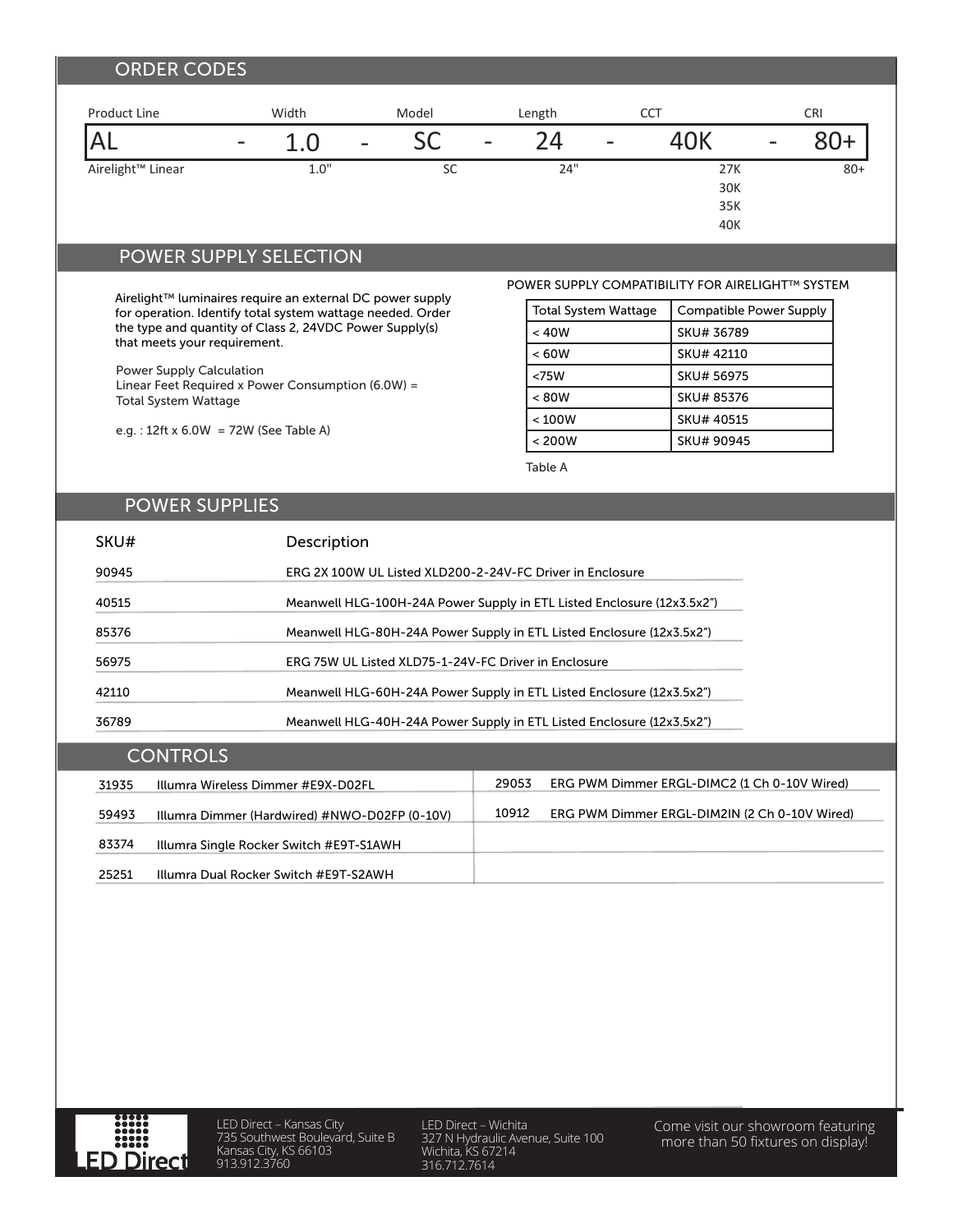## ORDER CODES

| Product Line | | Width | | Model | | Length | | CCT | | CRI |
|---|---|---|---|---|---|---|---|---|---|---|
| AL | - | 1.0 | - | SC | - | 24 | - | 40K | - | 80+ |
| Airelight™ Linear | | 1.0" | | SC | | 24" | | 27K<br>30K<br>35K<br>40K | | 80+ |

## POWER SUPPLY SELECTION

Airelight™ luminaires require an external DC power supply for operation. Identify total system wattage needed. Order the type and quantity of Class 2, 24VDC Power Supply(s) that meets your requirement.

Power Supply Calculation
Linear Feet Required x Power Consumption (6.0W) = Total System Wattage

e.g. : 12ft x 6.0W = 72W (See Table A)

POWER SUPPLY COMPATIBILITY FOR AIRELIGHT™ SYSTEM

| Total System Wattage | Compatible Power Supply |
|---|---|
| < 40W | SKU# 36789 |
| < 60W | SKU# 42110 |
| <75W | SKU# 56975 |
| < 80W | SKU# 85376 |
| < 100W | SKU# 40515 |
| < 200W | SKU# 90945 |

Table A

## POWER SUPPLIES

| SKU# | Description |
|---|---|
| 90945 | ERG 2X 100W UL Listed XLD200-2-24V-FC Driver in Enclosure |
| 40515 | Meanwell HLG-100H-24A Power Supply in ETL Listed Enclosure (12x3.5x2") |
| 85376 | Meanwell HLG-80H-24A Power Supply in ETL Listed Enclosure (12x3.5x2") |
| 56975 | ERG 75W UL Listed XLD75-1-24V-FC Driver in Enclosure |
| 42110 | Meanwell HLG-60H-24A Power Supply in ETL Listed Enclosure (12x3.5x2") |
| 36789 | Meanwell HLG-40H-24A Power Supply in ETL Listed Enclosure (12x3.5x2") |

## CONTROLS

| | | | |
|---|---|---|---|
| 31935 | Illumra Wireless Dimmer #E9X-D02FL | 29053 | ERG PWM Dimmer ERGL-DIMC2 (1 Ch 0-10V Wired) |
| 59493 | Illumra Dimmer (Hardwired) #NWO-D02FP (0-10V) | 10912 | ERG PWM Dimmer ERGL-DIM2IN (2 Ch 0-10V Wired) |
| 83374 | Illumra Single Rocker Switch #E9T-S1AWH | | |
| 25251 | Illumra Dual Rocker Switch #E9T-S2AWH | | |

LED Direct

LED Direct – Kansas City
735 Southwest Boulevard, Suite B
Kansas City, KS 66103
913.912.3760

LED Direct – Wichita
327 N Hydraulic Avenue, Suite 100
Wichita, KS 67214
316.712.7614

Come visit our showroom featuring more than 50 fixtures on display!